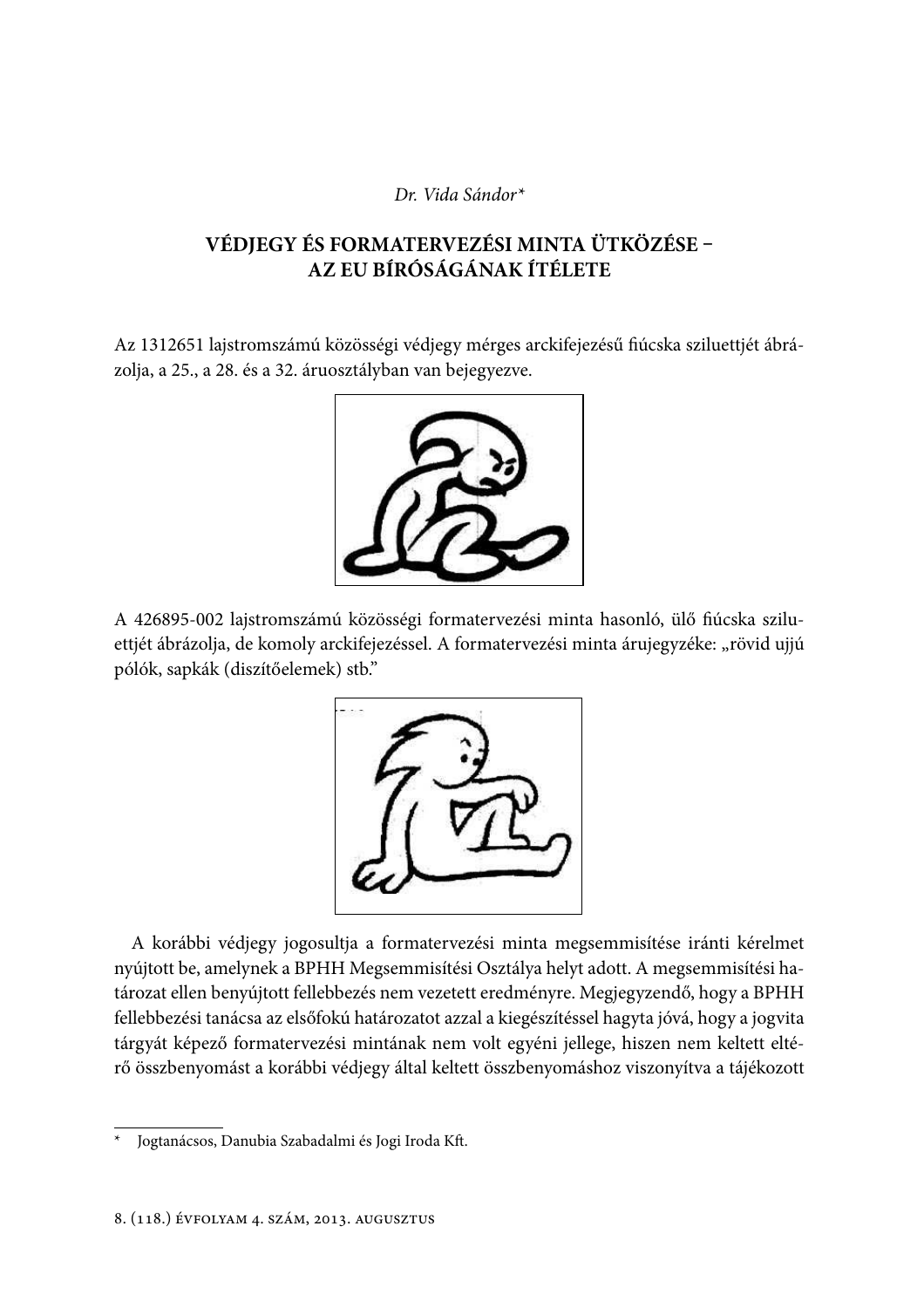*Dr. Vida Sándor**

# VÉDJEGY ÉS FORMATERVEZÉSI MINTA ÜTKÖZÉSE – AZ EU BÍRÓSÁGÁNAK ÍTÉLETE

Az 1312651 lajstromszámú közösségi védjegy mérges arckifejezésű fiúcska sziluettjét ábrázolja, a 25., a 28. és a 32. áruosztályban van bejegyezve.

A 426895-002 lajstromszámú közösségi formatervezési minta hasonló, ülő fiúcska sziluettjét ábrázolja, de komoly arckifejezéssel. A formatervezési minta árujegyzéke: „rövid ujjú pólók, sapkák (díszítőelemek) stb."

A korábbi védjegy jogosultja a formatervezési minta megsemmisítése iránti kérelmet nyújtott be, amelynek a BPHH Megsemmisítési Osztálya helyt adott. A megsemmisítési határozat ellen benyújtott fellebbezés nem vezetett eredményre. Megjegyzendő, hogy a BPHH fellebbezési tanácsa az elsőfokú határozatot azzal a kiegészítéssel hagyta jóvá, hogy a jogvita tárgyát képező formatervezési mintának nem volt egyéni jellege, hiszen nem keltett eltérő összbenyomást a korábbi védjegy által keltett összbenyomáshoz viszonyítva a tájékozott

---

* Jogtanácsos, Danubia Szabadalmi és Jogi Iroda Kft.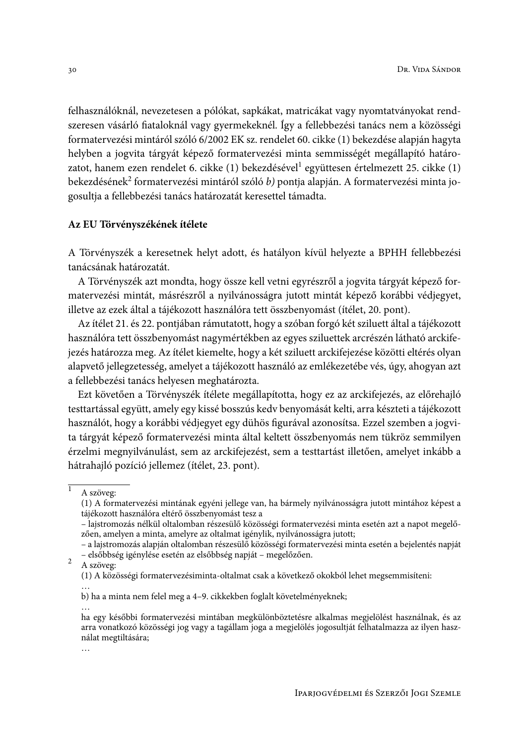felhasználóknál, nevezetesen a pólókat, sapkákat, matricákat vagy nyomtatványokat rendszeresen vásárló fiataloknál vagy gyermekeknél. Így a fellebbezési tanács nem a közösségi formatervezési mintáról szóló 6/2002 EK sz. rendelet 60. cikke (1) bekezdése alapján hagyta helyben a jogvita tárgyát képező formatervezési minta semmisségét megállapító határozatot, hanem ezen rendelet 6. cikke (1) bekezdésével[1] együttesen értelmezett 25. cikke (1) bekezdésének[2] formatervezési mintáról szóló *b)* pontja alapján. A formatervezési minta jogosultja a fellebbezési tanács határozatát keresettel támadta.

**Az EU Törvényszékének ítélete**

A Törvényszék a keresetnek helyt adott, és hatályon kívül helyezte a BPHH fellebbezési tanácsának határozatát.

A Törvényszék azt mondta, hogy össze kell vetni egyrészről a jogvita tárgyát képező formatervezési mintát, másrészről a nyilvánosságra jutott mintát képező korábbi védjegyet, illetve az ezek által a tájékozott használóra tett összbenyomást (ítélet, 20. pont).

Az ítélet 21. és 22. pontjában rámutatott, hogy a szóban forgó két sziluett által a tájékozott használóra tett összbenyomást nagymértékben az egyes sziluettek arcrészén látható arckifejezés határozza meg. Az ítélet kiemelte, hogy a két sziluett arckifejezése közötti eltérés olyan alapvető jellegzetesség, amelyet a tájékozott használó az emlékezetébe vés, úgy, ahogyan azt a fellebbezési tanács helyesen meghatározta.

Ezt követően a Törvényszék ítélete megállapította, hogy ez az arckifejezés, az előrehajló testtartással együtt, amely egy kissé bosszús kedv benyomását kelti, arra készteti a tájékozott használót, hogy a korábbi védjegyet egy dühös figurával azonosítsa. Ezzel szemben a jogvita tárgyát képező formatervezési minta által keltett összbenyomás nem tükröz semmilyen érzelmi megnyilvánulást, sem az arckifejezést, sem a testtartást illetően, amelyet inkább a hátrahajló pozíció jellemez (ítélet, 23. pont).

---

[1] A szöveg:
(1) A formatervezési mintának egyéni jellege van, ha bármely nyilvánosságra jutott mintához képest a tájékozott használóra eltérő összbenyomást tesz a
– lajstromozás nélkül oltalomban részesülő közösségi formatervezési minta esetén azt a napot megelőzően, amelyen a minta, amelyre az oltalmat igénylik, nyilvánosságra jutott;
– a lajstromozás alapján oltalomban részesülő közösségi formatervezési minta esetén a bejelentés napját – elsőbbség igénylése esetén az elsőbbség napját – megelőzően.

[2] A szöveg:
(1) A közösségi formatervezésiminta-oltalmat csak a következő okokból lehet megsemmisíteni:
…
b) ha a minta nem felel meg a 4–9. cikkekben foglalt követelményeknek;
…
ha egy későbbi formatervezési mintában megkülönböztetésre alkalmas megjelölést használnak, és az arra vonatkozó közösségi jog vagy a tagállam joga a megjelölés jogosultját felhatalmazza az ilyen használat megtiltására;
…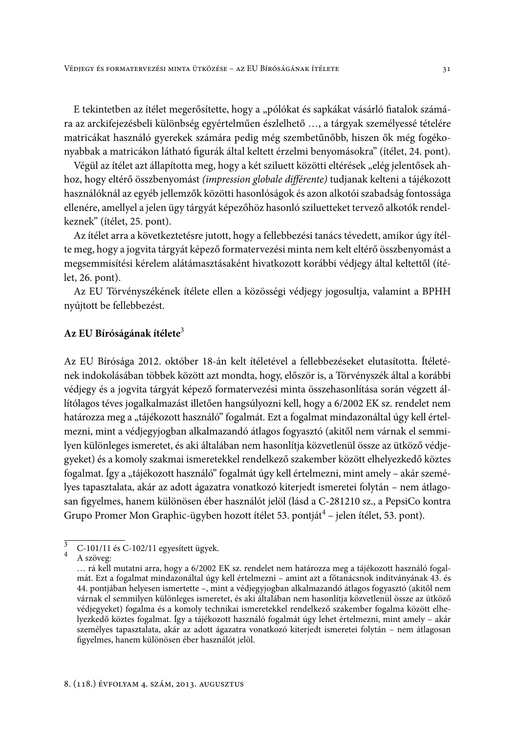E tekintetben az ítélet megerősítette, hogy a „pólókat és sapkákat vásárló fiatalok számára az arckifejezésbeli különbség egyértelműen észlelhető …, a tárgyak személyessé tételére matricákat használó gyerekek számára pedig még szembetűnőbb, hiszen ők még fogékonyabbak a matricákon látható figurák által keltett érzelmi benyomásokra" (ítélet, 24. pont).

Végül az ítélet azt állapította meg, hogy a két sziluett közötti eltérések „elég jelentősek ahhoz, hogy eltérő összbenyomást *(impression globale différente)* tudjanak kelteni a tájékozott használóknál az egyéb jellemzők közötti hasonlóságok és azon alkotói szabadság fontossága ellenére, amellyel a jelen ügy tárgyát képezőhöz hasonló sziluetteket tervező alkotók rendelkeznek" (ítélet, 25. pont).

Az ítélet arra a következtetésre jutott, hogy a fellebbezési tanács tévedett, amikor úgy ítélte meg, hogy a jogvita tárgyát képező formatervezési minta nem kelt eltérő összbenyomást a megsemmisítési kérelem alátámasztásaként hivatkozott korábbi védjegy által keltettől (ítélet, 26. pont).

Az EU Törvényszékének ítélete ellen a közösségi védjegy jogosultja, valamint a BPHH nyújtott be fellebbezést.

**Az EU Bíróságának ítélete**[3]

Az EU Bírósága 2012. október 18-án kelt ítéletével a fellebbezéseket elutasította. Ítéletének indokolásában többek között azt mondta, hogy, először is, a Törvényszék által a korábbi védjegy és a jogvita tárgyát képező formatervezési minta összehasonlítása során végzett állítólagos téves jogalkalmazást illetően hangsúlyozni kell, hogy a 6/2002 EK sz. rendelet nem határozza meg a „tájékozott használó" fogalmát. Ezt a fogalmat mindazonáltal úgy kell értelmezni, mint a védjegyjogban alkalmazandó átlagos fogyasztó (akitől nem várnak el semmilyen különleges ismeretet, és aki általában nem hasonlítja közvetlenül össze az ütköző védjegyeket) és a komoly szakmai ismeretekkel rendelkező szakember között elhelyezkedő köztes fogalmat. Így a „tájékozott használó" fogalmát úgy kell értelmezni, mint amely – akár személyes tapasztalata, akár az adott ágazatra vonatkozó kiterjedt ismeretei folytán – nem átlagosan figyelmes, hanem különösen éber használót jelöl (lásd a C-281210 sz., a PepsiCo kontra Grupo Promer Mon Graphic-ügyben hozott ítélet 53. pontját[4] – jelen ítélet, 53. pont).

---

[3] C-101/11 és C-102/11 egyesített ügyek.

[4] A szöveg:
… rá kell mutatni arra, hogy a 6/2002 EK sz. rendelet nem határozza meg a tájékozott használó fogalmát. Ezt a fogalmat mindazonáltal úgy kell értelmezni – amint azt a főtanácsnok indítványának 43. és 44. pontjában helyesen ismertette –, mint a védjegyjogban alkalmazandó átlagos fogyasztó (akitől nem várnak el semmilyen különleges ismeretet, és aki általában nem hasonlítja közvetlenül össze az ütköző védjegyeket) fogalma és a komoly technikai ismeretekkel rendelkező szakember fogalma között elhelyezkedő köztes fogalmat. Így a tájékozott használó fogalmát úgy lehet értelmezni, mint amely – akár személyes tapasztalata, akár az adott ágazatra vonatkozó kiterjedt ismeretei folytán – nem átlagosan figyelmes, hanem különösen éber használót jelöl.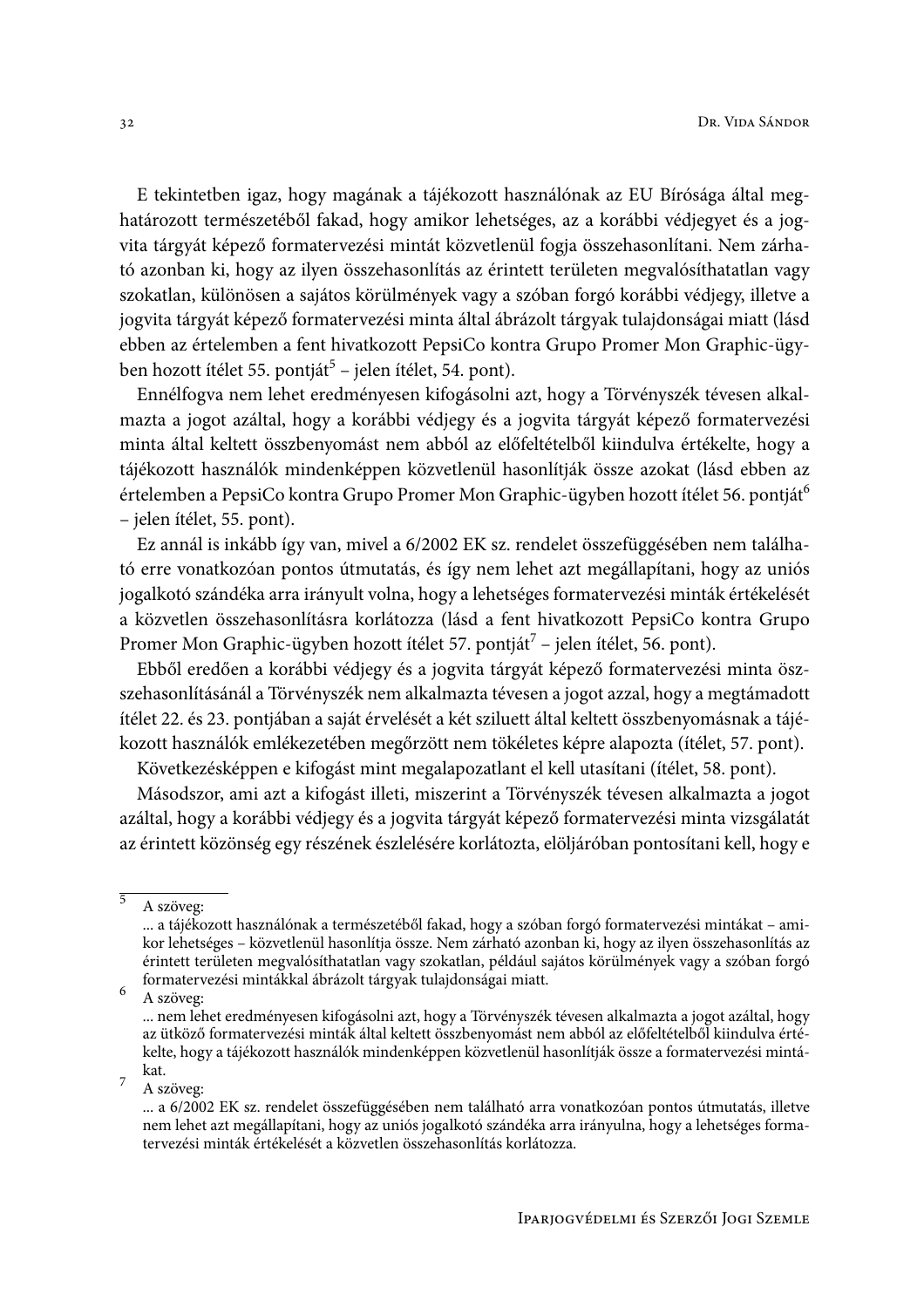E tekintetben igaz, hogy magának a tájékozott használónak az EU Bírósága által meghatározott természetéből fakad, hogy amikor lehetséges, az a korábbi védjegyet és a jogvita tárgyát képező formatervezési mintát közvetlenül fogja összehasonlítani. Nem zárható azonban ki, hogy az ilyen összehasonlítás az érintett területen megvalósíthatatlan vagy szokatlan, különösen a sajátos körülmények vagy a szóban forgó korábbi védjegy, illetve a jogvita tárgyát képező formatervezési minta által ábrázolt tárgyak tulajdonságai miatt (lásd ebben az értelemben a fent hivatkozott PepsiCo kontra Grupo Promer Mon Graphic-ügyben hozott ítélet 55. pontját[5] – jelen ítélet, 54. pont).

Ennélfogva nem lehet eredményesen kifogásolni azt, hogy a Törvényszék tévesen alkalmazta a jogot azáltal, hogy a korábbi védjegy és a jogvita tárgyát képező formatervezési minta által keltett összbenyomást nem abból az előfeltételből kiindulva értékelte, hogy a tájékozott használók mindenképpen közvetlenül hasonlítják össze azokat (lásd ebben az értelemben a PepsiCo kontra Grupo Promer Mon Graphic-ügyben hozott ítélet 56. pontját[6] – jelen ítélet, 55. pont).

Ez annál is inkább így van, mivel a 6/2002 EK sz. rendelet összefüggésében nem található erre vonatkozóan pontos útmutatás, és így nem lehet azt megállapítani, hogy az uniós jogalkotó szándéka arra irányult volna, hogy a lehetséges formatervezési minták értékelését a közvetlen összehasonlításra korlátozza (lásd a fent hivatkozott PepsiCo kontra Grupo Promer Mon Graphic-ügyben hozott ítélet 57. pontját[7] – jelen ítélet, 56. pont).

Ebből eredően a korábbi védjegy és a jogvita tárgyát képező formatervezési minta összehasonlításánál a Törvényszék nem alkalmazta tévesen a jogot azzal, hogy a megtámadott ítélet 22. és 23. pontjában a saját érvelését a két sziluett által keltett összbenyomásnak a tájékozott használók emlékezetében megőrzött nem tökéletes képre alapozta (ítélet, 57. pont).

Következésképpen e kifogást mint megalapozatlant el kell utasítani (ítélet, 58. pont).

Másodszor, ami azt a kifogást illeti, miszerint a Törvényszék tévesen alkalmazta a jogot azáltal, hogy a korábbi védjegy és a jogvita tárgyát képező formatervezési minta vizsgálatát az érintett közönség egy részének észlelésére korlátozta, elöljáróban pontosítani kell, hogy e

---

[5] A szöveg:
... a tájékozott használónak a természetéből fakad, hogy a szóban forgó formatervezési mintákat – amikor lehetséges – közvetlenül hasonlítja össze. Nem zárható azonban ki, hogy az ilyen összehasonlítás az érintett területen megvalósíthatatlan vagy szokatlan, például sajátos körülmények vagy a szóban forgó formatervezési mintákkal ábrázolt tárgyak tulajdonságai miatt.

[6] A szöveg:
... nem lehet eredményesen kifogásolni azt, hogy a Törvényszék tévesen alkalmazta a jogot azáltal, hogy az ütköző formatervezési minták által keltett összbenyomást nem abból az előfeltételből kiindulva értékelte, hogy a tájékozott használók mindenképpen közvetlenül hasonlítják össze a formatervezési mintákat.

[7] A szöveg:
... a 6/2002 EK sz. rendelet összefüggésében nem található arra vonatkozóan pontos útmutatás, illetve nem lehet azt megállapítani, hogy az uniós jogalkotó szándéka arra irányulna, hogy a lehetséges formatervezési minták értékelését a közvetlen összehasonlítás korlátozza.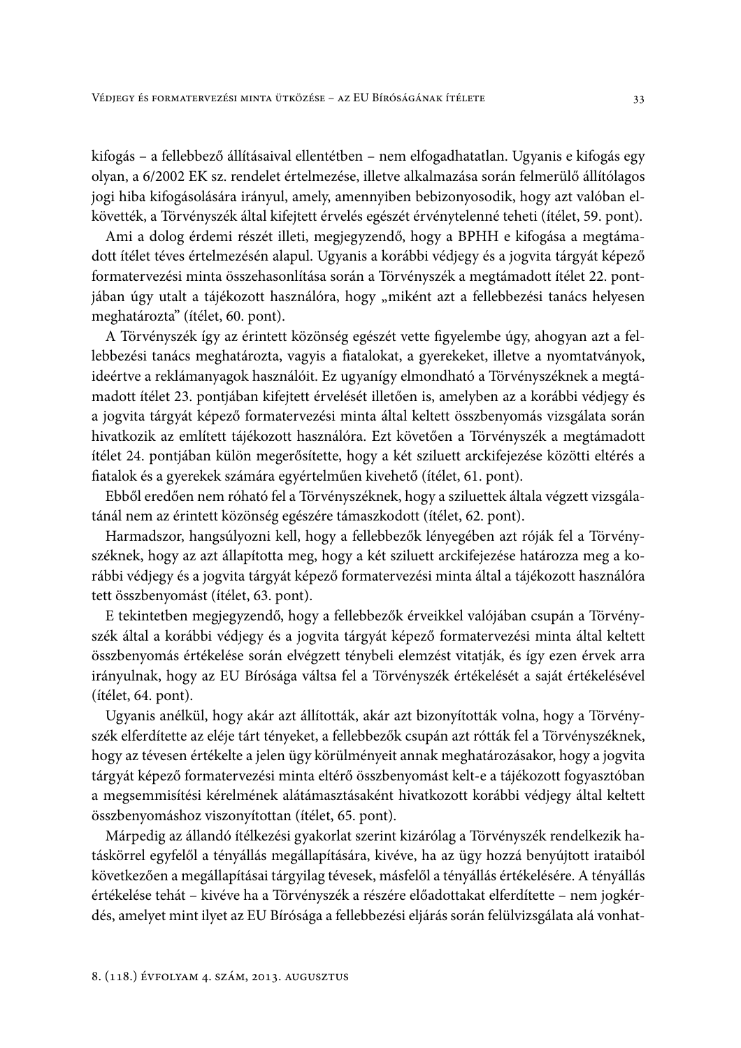kifogás – a fellebbező állításaival ellentétben – nem elfogadhatatlan. Ugyanis e kifogás egy olyan, a 6/2002 EK sz. rendelet értelmezése, illetve alkalmazása során felmerülő állítólagos jogi hiba kifogásolására irányul, amely, amennyiben bebizonyosodik, hogy azt valóban elkövették, a Törvényszék által kifejtett érvelés egészét érvénytelenné teheti (ítélet, 59. pont).

Ami a dolog érdemi részét illeti, megjegyzendő, hogy a BPHH e kifogása a megtámadott ítélet téves értelmezésén alapul. Ugyanis a korábbi védjegy és a jogvita tárgyát képező formatervezési minta összehasonlítása során a Törvényszék a megtámadott ítélet 22. pontjában úgy utalt a tájékozott használóra, hogy „miként azt a fellebbezési tanács helyesen meghatározta" (ítélet, 60. pont).

A Törvényszék így az érintett közönség egészét vette figyelembe úgy, ahogyan azt a fellebbezési tanács meghatározta, vagyis a fiatalokat, a gyerekeket, illetve a nyomtatványok, ideértve a reklámanyagok használóit. Ez ugyanígy elmondható a Törvényszéknek a megtámadott ítélet 23. pontjában kifejtett érvelését illetően is, amelyben az a korábbi védjegy és a jogvita tárgyát képező formatervezési minta által keltett összbenyomás vizsgálata során hivatkozik az említett tájékozott használóra. Ezt követően a Törvényszék a megtámadott ítélet 24. pontjában külön megerősítette, hogy a két sziluett arckifejezése közötti eltérés a fiatalok és a gyerekek számára egyértelműen kivehető (ítélet, 61. pont).

Ebből eredően nem róható fel a Törvényszéknek, hogy a sziluettek általa végzett vizsgálatánál nem az érintett közönség egészére támaszkodott (ítélet, 62. pont).

Harmadszor, hangsúlyozni kell, hogy a fellebbezők lényegében azt róják fel a Törvényszéknek, hogy az azt állapította meg, hogy a két sziluett arckifejezése határozza meg a korábbi védjegy és a jogvita tárgyát képező formatervezési minta által a tájékozott használóra tett összbenyomást (ítélet, 63. pont).

E tekintetben megjegyzendő, hogy a fellebbezők érveikkel valójában csupán a Törvényszék által a korábbi védjegy és a jogvita tárgyát képező formatervezési minta által keltett összbenyomás értékelése során elvégzett ténybeli elemzést vitatják, és így ezen érvek arra irányulnak, hogy az EU Bírósága váltsa fel a Törvényszék értékelését a saját értékelésével (ítélet, 64. pont).

Ugyanis anélkül, hogy akár azt állították, akár azt bizonyították volna, hogy a Törvényszék elferdítette az eléje tárt tényeket, a fellebbezők csupán azt rótták fel a Törvényszéknek, hogy az tévesen értékelte a jelen ügy körülményeit annak meghatározásakor, hogy a jogvita tárgyát képező formatervezési minta eltérő összbenyomást kelt-e a tájékozott fogyasztóban a megsemmisítési kérelmének alátámasztásaként hivatkozott korábbi védjegy által keltett összbenyomáshoz viszonyítottan (ítélet, 65. pont).

Márpedig az állandó ítélkezési gyakorlat szerint kizárólag a Törvényszék rendelkezik hatáskörrel egyfelől a tényállás megállapítására, kivéve, ha az ügy hozzá benyújtott irataiból következően a megállapításai tárgyilag tévesek, másfelől a tényállás értékelésére. A tényállás értékelése tehát – kivéve ha a Törvényszék a részére előadottakat elferdítette – nem jogkérdés, amelyet mint ilyet az EU Bírósága a fellebbezési eljárás során felülvizsgálata alá vonhat-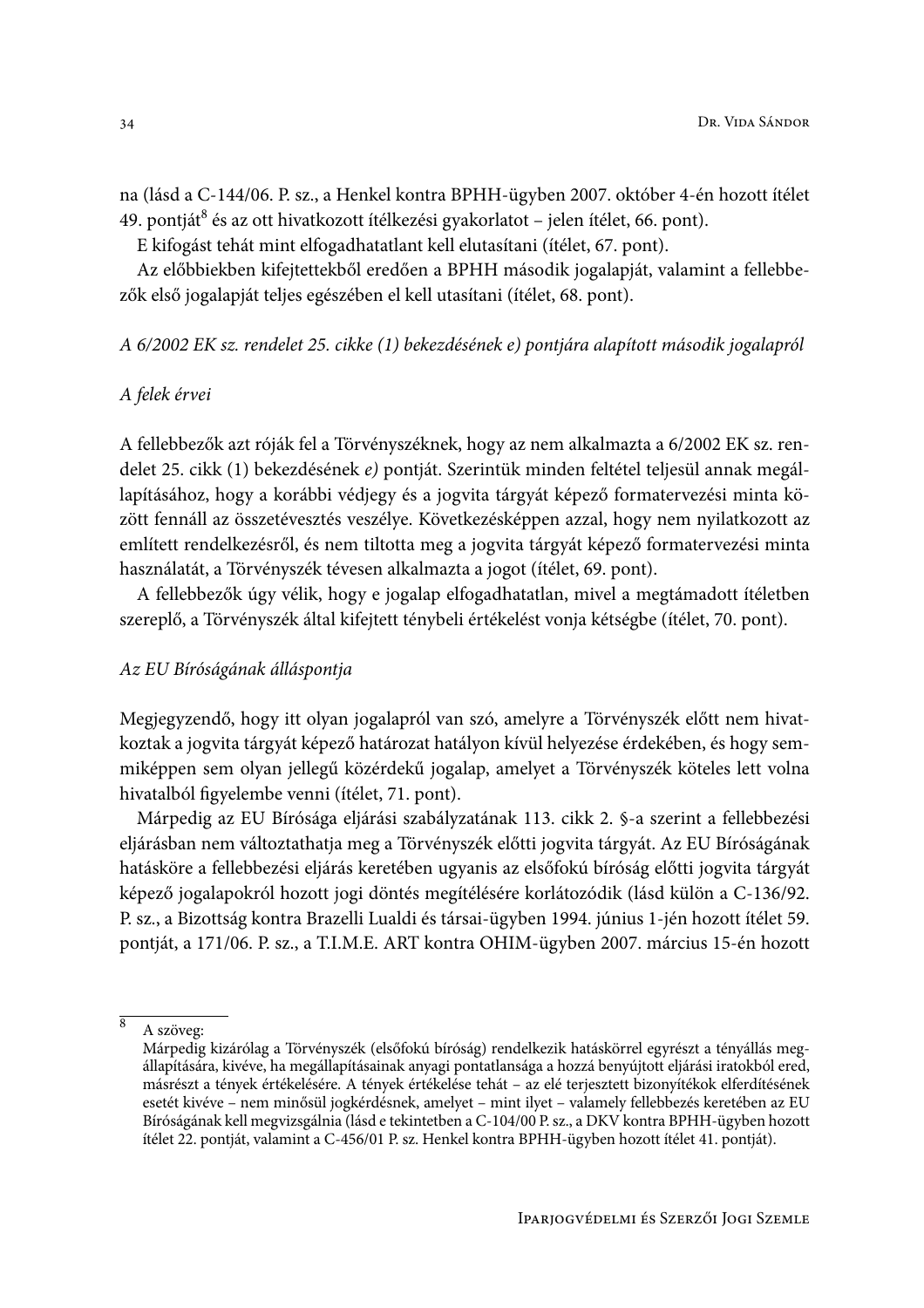na (lásd a C-144/06. P. sz., a Henkel kontra BPHH-ügyben 2007. október 4-én hozott ítélet 49. pontját[8] és az ott hivatkozott ítélkezési gyakorlatot – jelen ítélet, 66. pont).

E kifogást tehát mint elfogadhatatlant kell elutasítani (ítélet, 67. pont).

Az előbbiekben kifejtettekből eredően a BPHH második jogalapját, valamint a fellebbezők első jogalapját teljes egészében el kell utasítani (ítélet, 68. pont).

*A 6/2002 EK sz. rendelet 25. cikke (1) bekezdésének e) pontjára alapított második jogalapról*

*A felek érvei*

A fellebbezők azt róják fel a Törvényszéknek, hogy az nem alkalmazta a 6/2002 EK sz. rendelet 25. cikk (1) bekezdésének *e)* pontját. Szerintük minden feltétel teljesül annak megállapításához, hogy a korábbi védjegy és a jogvita tárgyát képező formatervezési minta között fennáll az összetévesztés veszélye. Következésképpen azzal, hogy nem nyilatkozott az említett rendelkezésről, és nem tiltotta meg a jogvita tárgyát képező formatervezési minta használatát, a Törvényszék tévesen alkalmazta a jogot (ítélet, 69. pont).

A fellebbezők úgy vélik, hogy e jogalap elfogadhatatlan, mivel a megtámadott ítéletben szereplő, a Törvényszék által kifejtett ténybeli értékelést vonja kétségbe (ítélet, 70. pont).

*Az EU Bíróságának álláspontja*

Megjegyzendő, hogy itt olyan jogalapról van szó, amelyre a Törvényszék előtt nem hivatkoztak a jogvita tárgyát képező határozat hatályon kívül helyezése érdekében, és hogy semmiképpen sem olyan jellegű közérdekű jogalap, amelyet a Törvényszék köteles lett volna hivatalból figyelembe venni (ítélet, 71. pont).

Márpedig az EU Bírósága eljárási szabályzatának 113. cikk 2. §-a szerint a fellebbezési eljárásban nem változtathatja meg a Törvényszék előtti jogvita tárgyát. Az EU Bíróságának hatásköre a fellebbezési eljárás keretében ugyanis az elsőfokú bíróság előtti jogvita tárgyát képező jogalapokról hozott jogi döntés megítélésére korlátozódik (lásd külön a C-136/92. P. sz., a Bizottság kontra Brazelli Lualdi és társai-ügyben 1994. június 1-jén hozott ítélet 59. pontját, a 171/06. P. sz., a T.I.M.E. ART kontra OHIM-ügyben 2007. március 15-én hozott

---

[8] A szöveg:
Márpedig kizárólag a Törvényszék (elsőfokú bíróság) rendelkezik hatáskörrel egyrészt a tényállás megállapítására, kivéve, ha megállapításainak anyagi pontatlansága a hozzá benyújtott eljárási iratokból ered, másrészt a tények értékelésére. A tények értékelése tehát – az elé terjesztett bizonyítékok elferdítésének esetét kivéve – nem minősül jogkérdésnek, amelyet – mint ilyet – valamely fellebbezés keretében az EU Bíróságának kell megvizsgálnia (lásd e tekintetben a C-104/00 P. sz., a DKV kontra BPHH-ügyben hozott ítélet 22. pontját, valamint a C-456/01 P. sz. Henkel kontra BPHH-ügyben hozott ítélet 41. pontját).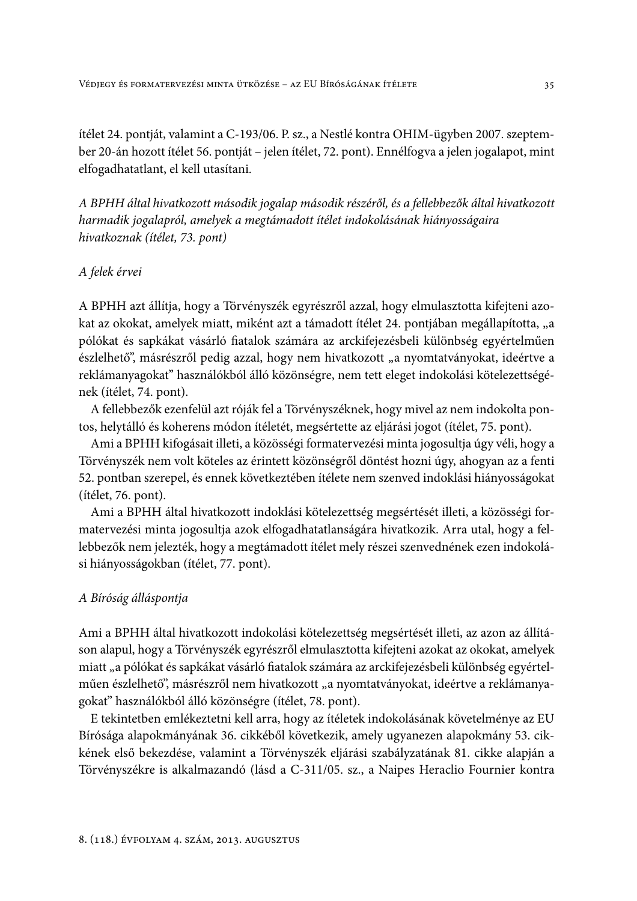ítélet 24. pontját, valamint a C-193/06. P. sz., a Nestlé kontra OHIM-ügyben 2007. szeptember 20-án hozott ítélet 56. pontját – jelen ítélet, 72. pont). Ennélfogva a jelen jogalapot, mint elfogadhatatlant, el kell utasítani.

*A BPHH által hivatkozott második jogalap második részéről, és a fellebbezők által hivatkozott harmadik jogalapról, amelyek a megtámadott ítélet indokolásának hiányosságaira hivatkoznak (ítélet, 73. pont)*

*A felek érvei*

A BPHH azt állítja, hogy a Törvényszék egyrészről azzal, hogy elmulasztotta kifejteni azokat az okokat, amelyek miatt, miként azt a támadott ítélet 24. pontjában megállapította, „a pólókat és sapkákat vásárló fiatalok számára az arckifejezésbeli különbség egyértelműen észlelhető", másrészről pedig azzal, hogy nem hivatkozott „a nyomtatványokat, ideértve a reklámanyagokat" használókból álló közönségre, nem tett eleget indokolási kötelezettségének (ítélet, 74. pont).

A fellebbezők ezenfelül azt róják fel a Törvényszéknek, hogy mivel az nem indokolta pontos, helytálló és koherens módon ítéletét, megsértette az eljárási jogot (ítélet, 75. pont).

Ami a BPHH kifogásait illeti, a közösségi formatervezési minta jogosultja úgy véli, hogy a Törvényszék nem volt köteles az érintett közönségről döntést hozni úgy, ahogyan az a fenti 52. pontban szerepel, és ennek következtében ítélete nem szenved indoklási hiányosságokat (ítélet, 76. pont).

Ami a BPHH által hivatkozott indoklási kötelezettség megsértését illeti, a közösségi formatervezési minta jogosultja azok elfogadhatatlanságára hivatkozik. Arra utal, hogy a fellebbezők nem jelezték, hogy a megtámadott ítélet mely részei szenvednének ezen indokolási hiányosságokban (ítélet, 77. pont).

*A Bíróság álláspontja*

Ami a BPHH által hivatkozott indokolási kötelezettség megsértését illeti, az azon az állításon alapul, hogy a Törvényszék egyrészről elmulasztotta kifejteni azokat az okokat, amelyek miatt „a pólókat és sapkákat vásárló fiatalok számára az arckifejezésbeli különbség egyértelműen észlelhető", másrészről nem hivatkozott „a nyomtatványokat, ideértve a reklámanyagokat" használókból álló közönségre (ítélet, 78. pont).

E tekintetben emlékeztetni kell arra, hogy az ítéletek indokolásának követelménye az EU Bírósága alapokmányának 36. cikkéből következik, amely ugyanezen alapokmány 53. cikkének első bekezdése, valamint a Törvényszék eljárási szabályzatának 81. cikke alapján a Törvényszékre is alkalmazandó (lásd a C-311/05. sz., a Naipes Heraclio Fournier kontra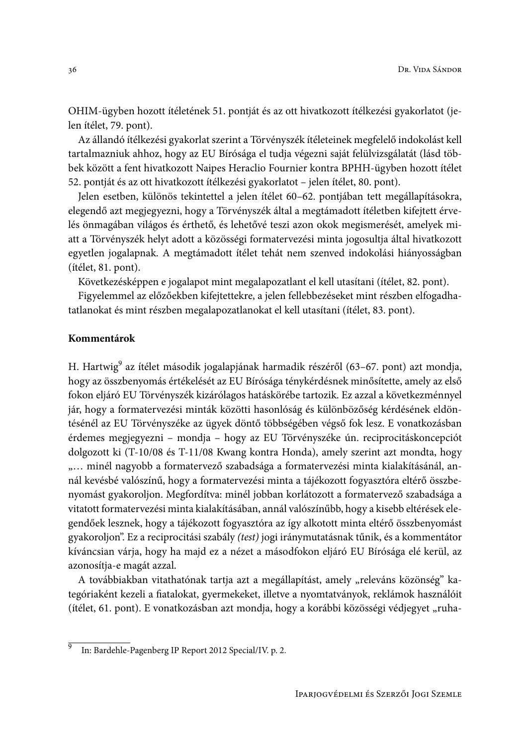OHIM-ügyben hozott ítéletének 51. pontját és az ott hivatkozott ítélkezési gyakorlatot (jelen ítélet, 79. pont).

Az állandó ítélkezési gyakorlat szerint a Törvényszék ítéleteinek megfelelő indokolást kell tartalmazniuk ahhoz, hogy az EU Bírósága el tudja végezni saját felülvizsgálatát (lásd többek között a fent hivatkozott Naipes Heraclio Fournier kontra BPHH-ügyben hozott ítélet 52. pontját és az ott hivatkozott ítélkezési gyakorlatot – jelen ítélet, 80. pont).

Jelen esetben, különös tekintettel a jelen ítélet 60–62. pontjában tett megállapításokra, elegendő azt megjegyezni, hogy a Törvényszék által a megtámadott ítéletben kifejtett érvelés önmagában világos és érthető, és lehetővé teszi azon okok megismerését, amelyek miatt a Törvényszék helyt adott a közösségi formatervezési minta jogosultja által hivatkozott egyetlen jogalapnak. A megtámadott ítélet tehát nem szenved indokolási hiányosságban (ítélet, 81. pont).

Következésképpen e jogalapot mint megalapozatlant el kell utasítani (ítélet, 82. pont).

Figyelemmel az előzőekben kifejtettekre, a jelen fellebbezéseket mint részben elfogadhatatlanokat és mint részben megalapozatlanokat el kell utasítani (ítélet, 83. pont).

**Kommentárok**

H. Hartwig[9] az ítélet második jogalapjának harmadik részéről (63–67. pont) azt mondja, hogy az összbenyomás értékelését az EU Bírósága ténykérdésnek minősítette, amely az első fokon eljáró EU Törvényszék kizárólagos hatáskörébe tartozik. Ez azzal a következménnyel jár, hogy a formatervezési minták közötti hasonlóság és különbözőség kérdésének eldöntésénél az EU Törvényszéke az ügyek döntő többségében végső fok lesz. E vonatkozásban érdemes megjegyezni – mondja – hogy az EU Törvényszéke ún. reciprocitáskoncepciót dolgozott ki (T-10/08 és T-11/08 Kwang kontra Honda), amely szerint azt mondta, hogy „… minél nagyobb a formatervező szabadsága a formatervezési minta kialakításánál, annál kevésbé valószínű, hogy a formatervezési minta a tájékozott fogyasztóra eltérő összbenyomást gyakoroljon. Megfordítva: minél jobban korlátozott a formatervező szabadsága a vitatott formatervezési minta kialakításában, annál valószínűbb, hogy a kisebb eltérések elegendőek lesznek, hogy a tájékozott fogyasztóra az így alkotott minta eltérő összbenyomást gyakoroljon". Ez a reciprocitási szabály *(test)* jogi iránymutatásnak tűnik, és a kommentátor kíváncsian várja, hogy ha majd ez a nézet a másodfokon eljáró EU Bírósága elé kerül, az azonosítja-e magát azzal.

A továbbiakban vitathatónak tartja azt a megállapítást, amely „releváns közönség" kategóriaként kezeli a fiatalokat, gyermekeket, illetve a nyomtatványok, reklámok használóit (ítélet, 61. pont). E vonatkozásban azt mondja, hogy a korábbi közösségi védjegyet „ruha-

[9] In: Bardehle-Pagenberg IP Report 2012 Special/IV. p. 2.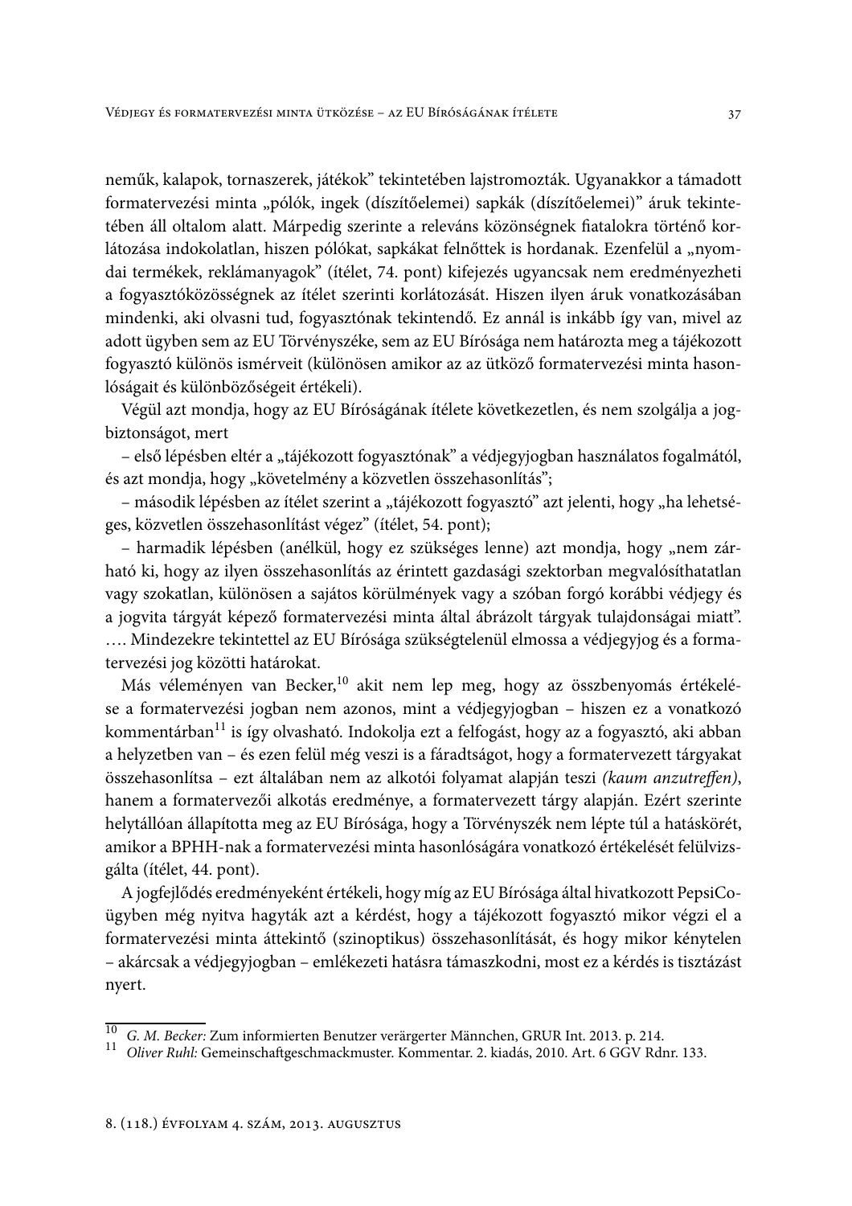neműk, kalapok, tornaszerek, játékok" tekintetében lajstromozták. Ugyanakkor a támadott formatervezési minta „pólók, ingek (díszítőelemei) sapkák (díszítőelemei)" áruk tekintetében áll oltalom alatt. Márpedig szerinte a releváns közönségnek fiatalokra történő korlátozása indokolatlan, hiszen pólókat, sapkákat felnőttek is hordanak. Ezenfelül a „nyomdai termékek, reklámanyagok" (ítélet, 74. pont) kifejezés ugyancsak nem eredményezheti a fogyasztóközösségnek az ítélet szerinti korlátozását. Hiszen ilyen áruk vonatkozásában mindenki, aki olvasni tud, fogyasztónak tekintendő. Ez annál is inkább így van, mivel az adott ügyben sem az EU Törvényszéke, sem az EU Bírósága nem határozta meg a tájékozott fogyasztó különös ismérveit (különösen amikor az az ütköző formatervezési minta hasonlóságait és különbözőségeit értékeli).

Végül azt mondja, hogy az EU Bíróságának ítélete következetlen, és nem szolgálja a jogbiztonságot, mert

– első lépésben eltér a „tájékozott fogyasztónak" a védjegyjogban használatos fogalmától, és azt mondja, hogy „követelmény a közvetlen összehasonlítás";

– második lépésben az ítélet szerint a „tájékozott fogyasztó" azt jelenti, hogy „ha lehetséges, közvetlen összehasonlítást végez" (ítélet, 54. pont);

– harmadik lépésben (anélkül, hogy ez szükséges lenne) azt mondja, hogy „nem zárható ki, hogy az ilyen összehasonlítás az érintett gazdasági szektorban megvalósíthatatlan vagy szokatlan, különösen a sajátos körülmények vagy a szóban forgó korábbi védjegy és a jogvita tárgyát képező formatervezési minta által ábrázolt tárgyak tulajdonságai miatt". …. Mindezekre tekintettel az EU Bírósága szükségtelenül elmossa a védjegyjog és a formatervezési jog közötti határokat.

Más véleményen van Becker,[10] akit nem lep meg, hogy az összbenyomás értékelése a formatervezési jogban nem azonos, mint a védjegyjogban – hiszen ez a vonatkozó kommentárban[11] is így olvasható. Indokolja ezt a felfogást, hogy az a fogyasztó, aki abban a helyzetben van – és ezen felül még veszi is a fáradtságot, hogy a formatervezett tárgyakat összehasonlítsa – ezt általában nem az alkotói folyamat alapján teszi *(kaum anzutreffen)*, hanem a formatervezői alkotás eredménye, a formatervezett tárgy alapján. Ezért szerinte helytállóan állapította meg az EU Bírósága, hogy a Törvényszék nem lépte túl a hatáskörét, amikor a BPHH-nak a formatervezési minta hasonlóságára vonatkozó értékelését felülvizsgálta (ítélet, 44. pont).

A jogfejlődés eredményeként értékeli, hogy míg az EU Bírósága által hivatkozott PepsiCo-ügyben még nyitva hagyták azt a kérdést, hogy a tájékozott fogyasztó mikor végzi el a formatervezési minta áttekintő (szinoptikus) összehasonlítását, és hogy mikor kénytelen – akárcsak a védjegyjogban – emlékezeti hatásra támaszkodni, most ez a kérdés is tisztázást nyert.

---

[10] *G. M. Becker:* Zum informierten Benutzer verärgerter Männchen, GRUR Int. 2013. p. 214.

[11] *Oliver Ruhl:* Gemeinschaftgeschmackmuster. Kommentar. 2. kiadás, 2010. Art. 6 GGV Rdnr. 133.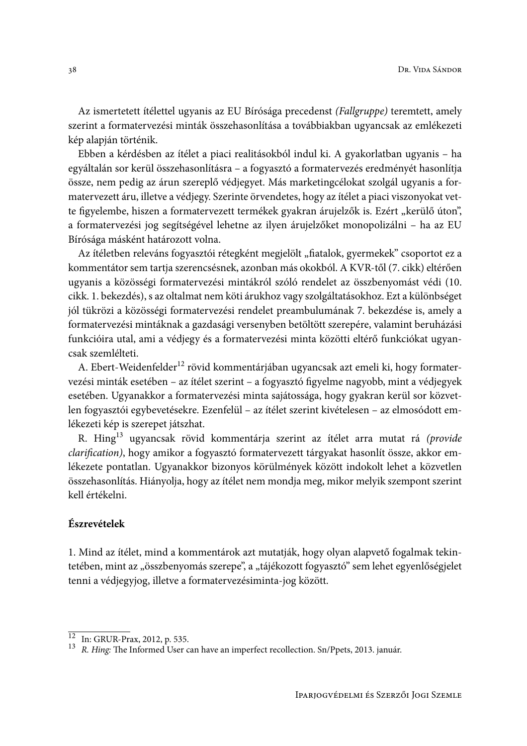Az ismertetett ítélettel ugyanis az EU Bírósága precedenst *(Fallgruppe)* teremtett, amely szerint a formatervezési minták összehasonlítása a továbbiakban ugyancsak az emlékezeti kép alapján történik.

Ebben a kérdésben az ítélet a piaci realitásokból indul ki. A gyakorlatban ugyanis – ha egyáltalán sor kerül összehasonlításra – a fogyasztó a formatervezés eredményét hasonlítja össze, nem pedig az árun szereplő védjegyet. Más marketingcélokat szolgál ugyanis a formatervezett áru, illetve a védjegy. Szerinte örvendetes, hogy az ítélet a piaci viszonyokat vette figyelembe, hiszen a formatervezett termékek gyakran árujelzők is. Ezért „kerülő úton", a formatervezési jog segítségével lehetne az ilyen árujelzőket monopolizálni – ha az EU Bírósága másként határozott volna.

Az ítéletben releváns fogyasztói rétegként megjelölt „fiatalok, gyermekek" csoportot ez a kommentátor sem tartja szerencsésnek, azonban más okokból. A KVR-től (7. cikk) eltérően ugyanis a közösségi formatervezési mintákról szóló rendelet az összbenyomást védi (10. cikk. 1. bekezdés), s az oltalmat nem köti árukhoz vagy szolgáltatásokhoz. Ezt a különbséget jól tükrözi a közösségi formatervezési rendelet preambulumának 7. bekezdése is, amely a formatervezési mintáknak a gazdasági versenyben betöltött szerepére, valamint beruházási funkcióira utal, ami a védjegy és a formatervezési minta közötti eltérő funkciókat ugyancsak szemlélteti.

A. Ebert-Weidenfelder[12] rövid kommentárjában ugyancsak azt emeli ki, hogy formatervezési minták esetében – az ítélet szerint – a fogyasztó figyelme nagyobb, mint a védjegyek esetében. Ugyanakkor a formatervezési minta sajátossága, hogy gyakran kerül sor közvetlen fogyasztói egybevetésekre. Ezenfelül – az ítélet szerint kivételesen – az elmosódott emlékezeti kép is szerepet játszhat.

R. Hing[13] ugyancsak rövid kommentárja szerint az ítélet arra mutat rá *(provide clarification)*, hogy amikor a fogyasztó formatervezett tárgyakat hasonlít össze, akkor emlékezete pontatlan. Ugyanakkor bizonyos körülmények között indokolt lehet a közvetlen összehasonlítás. Hiányolja, hogy az ítélet nem mondja meg, mikor melyik szempont szerint kell értékelni.

## Észrevételek

1. Mind az ítélet, mind a kommentárok azt mutatják, hogy olyan alapvető fogalmak tekintetében, mint az „összbenyomás szerepe", a „tájékozott fogyasztó" sem lehet egyenlőségjelet tenni a védjegyjog, illetve a formatervezésiminta-jog között.

---

[12] In: GRUR-Prax, 2012, p. 535.

[13] *R. Hing:* The Informed User can have an imperfect recollection. Sn/Ppets, 2013. január.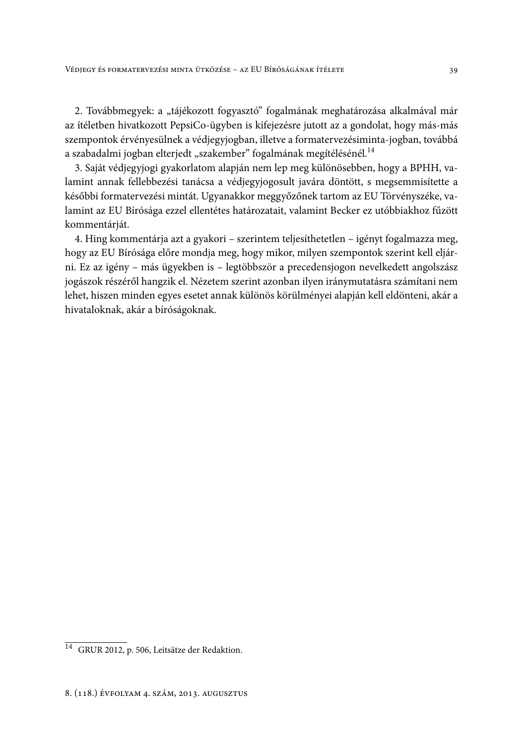2. Továbbmegyek: a „tájékozott fogyasztó" fogalmának meghatározása alkalmával már az ítéletben hivatkozott PepsiCo-ügyben is kifejezésre jutott az a gondolat, hogy más-más szempontok érvényesülnek a védjegyjogban, illetve a formatervezésiminta-jogban, továbbá a szabadalmi jogban elterjedt „szakember" fogalmának megítélésénél.[14]

3. Saját védjegyjogi gyakorlatom alapján nem lep meg különösebben, hogy a BPHH, valamint annak fellebbezési tanácsa a védjegyjogosult javára döntött, s megsemmisítette a későbbi formatervezési mintát. Ugyanakkor meggyőzőnek tartom az EU Törvényszéke, valamint az EU Bírósága ezzel ellentétes határozatait, valamint Becker ez utóbbiakhoz fűzött kommentárját.

4. Hing kommentárja azt a gyakori – szerintem teljesíthetetlen – igényt fogalmazza meg, hogy az EU Bírósága előre mondja meg, hogy mikor, milyen szempontok szerint kell eljárni. Ez az igény – más ügyekben is – legtöbbször a precedensjogon nevelkedett angolszász jogászok részéről hangzik el. Nézetem szerint azonban ilyen iránymutatásra számítani nem lehet, hiszen minden egyes esetet annak különös körülményei alapján kell eldönteni, akár a hivataloknak, akár a bíróságoknak.

[14] GRUR 2012, p. 506, Leitsätze der Redaktion.